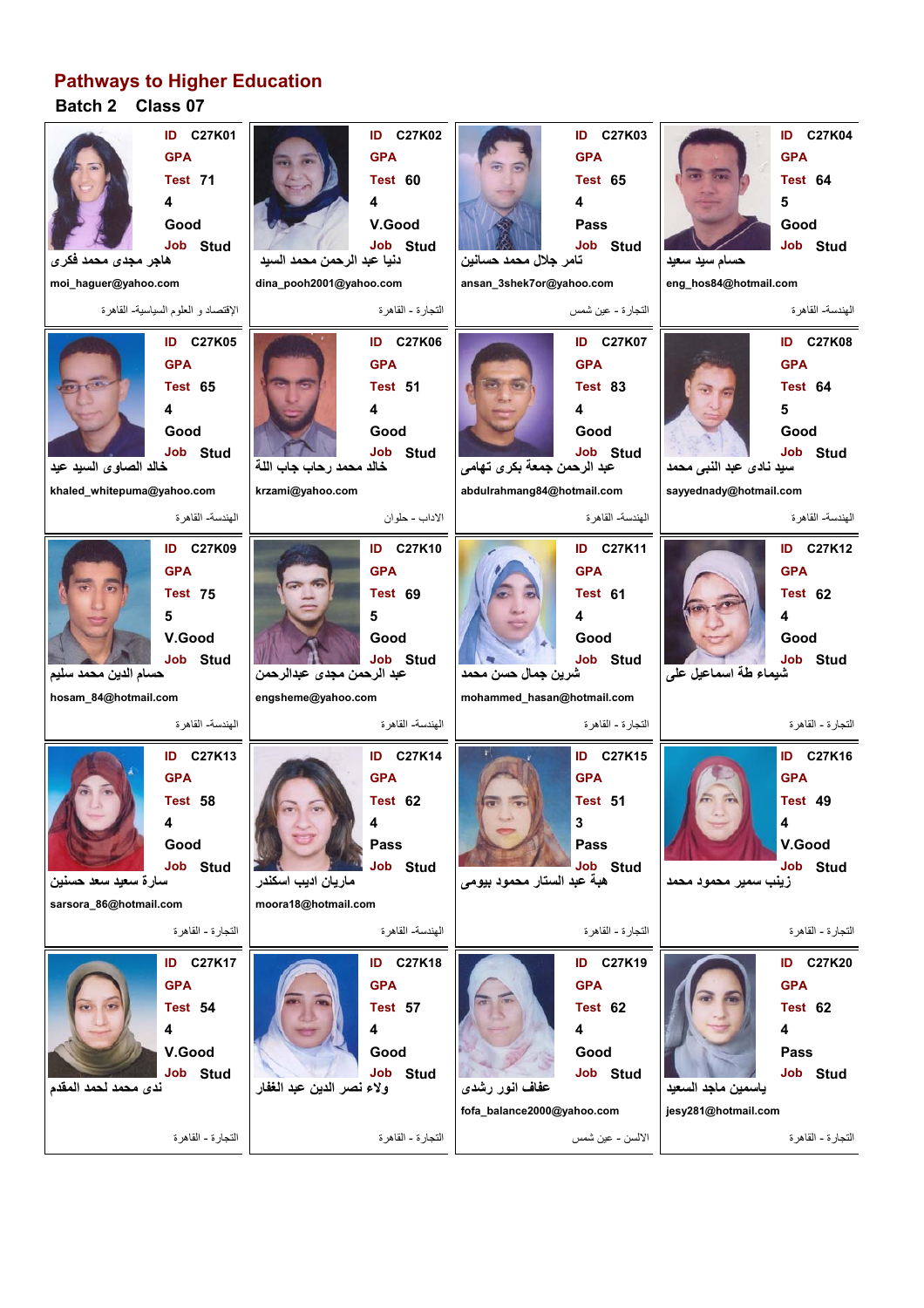## Pathways to Higher Education

### Batch 2 Class 07

| ID | GPA | Test | | | Job | Name | Email | Faculty |
|---|---|---|---|---|---|---|---|---|
| C27K01 | | 71 | 4 | Good | Stud | هاجر مجدى محمد فكرى | moi_haguer@yahoo.com | الإقتصاد و العلوم السياسية- القاهرة |
| C27K02 | | 60 | 4 | V.Good | Stud | دنيا عبد الرحمن محمد السيد | dina_pooh2001@yahoo.com | التجارة - القاهرة |
| C27K03 | | 65 | 4 | Pass | Stud | تامر جلال محمد حسانين | ansan_3shek7or@yahoo.com | التجارة - عين شمس |
| C27K04 | | 64 | 5 | Good | Stud | حسام سيد سعيد | eng_hos84@hotmail.com | الهندسة- القاهرة |
| C27K05 | | 65 | 4 | Good | Stud | خالد الصاوى السيد عيد | khaled_whitepuma@yahoo.com | الهندسة- القاهرة |
| C27K06 | | 51 | 4 | Good | Stud | خالد محمد رحاب جاب اللة | krzami@yahoo.com | الاداب - حلوان |
| C27K07 | | 83 | 4 | Good | Stud | عبد الرحمن جمعة بكرى تهامى | abdulrahmang84@hotmail.com | الهندسة- القاهرة |
| C27K08 | | 64 | 5 | Good | Stud | سيد نادى عبد النبى محمد | sayyednady@hotmail.com | الهندسة- القاهرة |
| C27K09 | | 75 | 5 | V.Good | Stud | حسام الدين محمد سليم | hosam_84@hotmail.com | الهندسة- القاهرة |
| C27K10 | | 69 | 5 | Good | Stud | عبد الرحمن مجدى عبدالرحمن | engsheme@yahoo.com | الهندسة- القاهرة |
| C27K11 | | 61 | 4 | Good | Stud | شرين جمال حسن محمد | mohammed_hasan@hotmail.com | التجارة - القاهرة |
| C27K12 | | 62 | 4 | Good | Stud | شيماء طة اسماعيل على | | التجارة - القاهرة |
| C27K13 | | 58 | 4 | Good | Stud | سارة سعيد سعد حسنين | sarsora_86@hotmail.com | التجارة - القاهرة |
| C27K14 | | 62 | 4 | Pass | Stud | ماريان اديب اسكندر | moora18@hotmail.com | الهندسة- القاهرة |
| C27K15 | | 51 | 3 | Pass | Stud | هبة عبد الستار محمود بيومى | | التجارة - القاهرة |
| C27K16 | | 49 | 4 | V.Good | Stud | زينب سمير محمود محمد | | التجارة - القاهرة |
| C27K17 | | 54 | 4 | V.Good | Stud | ندى محمد لحمد المقدم | | التجارة - القاهرة |
| C27K18 | | 57 | 4 | Good | Stud | ولاء نصر الدين عبد الغفار | | التجارة - القاهرة |
| C27K19 | | 62 | 4 | Good | Stud | عفاف انور رشدى | fofa_balance2000@yahoo.com | الالسن - عين شمس |
| C27K20 | | 62 | 4 | Pass | Stud | ياسمين ماجد السعيد | jesy281@hotmail.com | التجارة - القاهرة |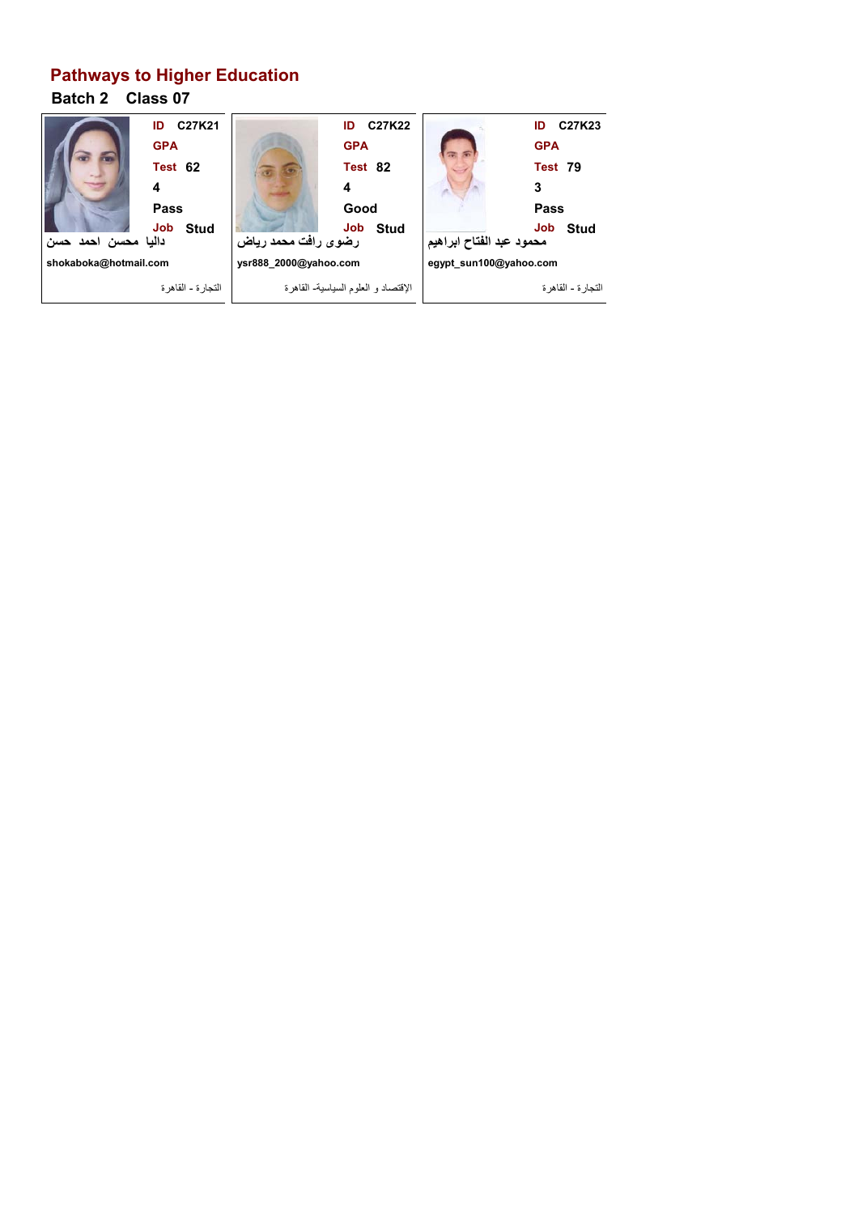# Pathways to Higher Education

**Batch 2 Class 07**

| | | |
|---|---|---|
| **ID** C27K21 | **ID** C27K22 | **ID** C27K23 |
| **GPA** | **GPA** | **GPA** |
| **Test** 62 | **Test** 82 | **Test** 79 |
| 4 | 4 | 3 |
| Pass | Good | Pass |
| **Job** Stud | **Job** Stud | **Job** Stud |
| داليا محسن احمد حسن | رضوى رافت محمد رياض | محمود عبد الفتاح ابراهيم |
| shokaboka@hotmail.com | ysr888_2000@yahoo.com | egypt_sun100@yahoo.com |
| التجارة - القاهرة | الإقتصاد و العلوم السياسية- القاهرة | التجارة - القاهرة |